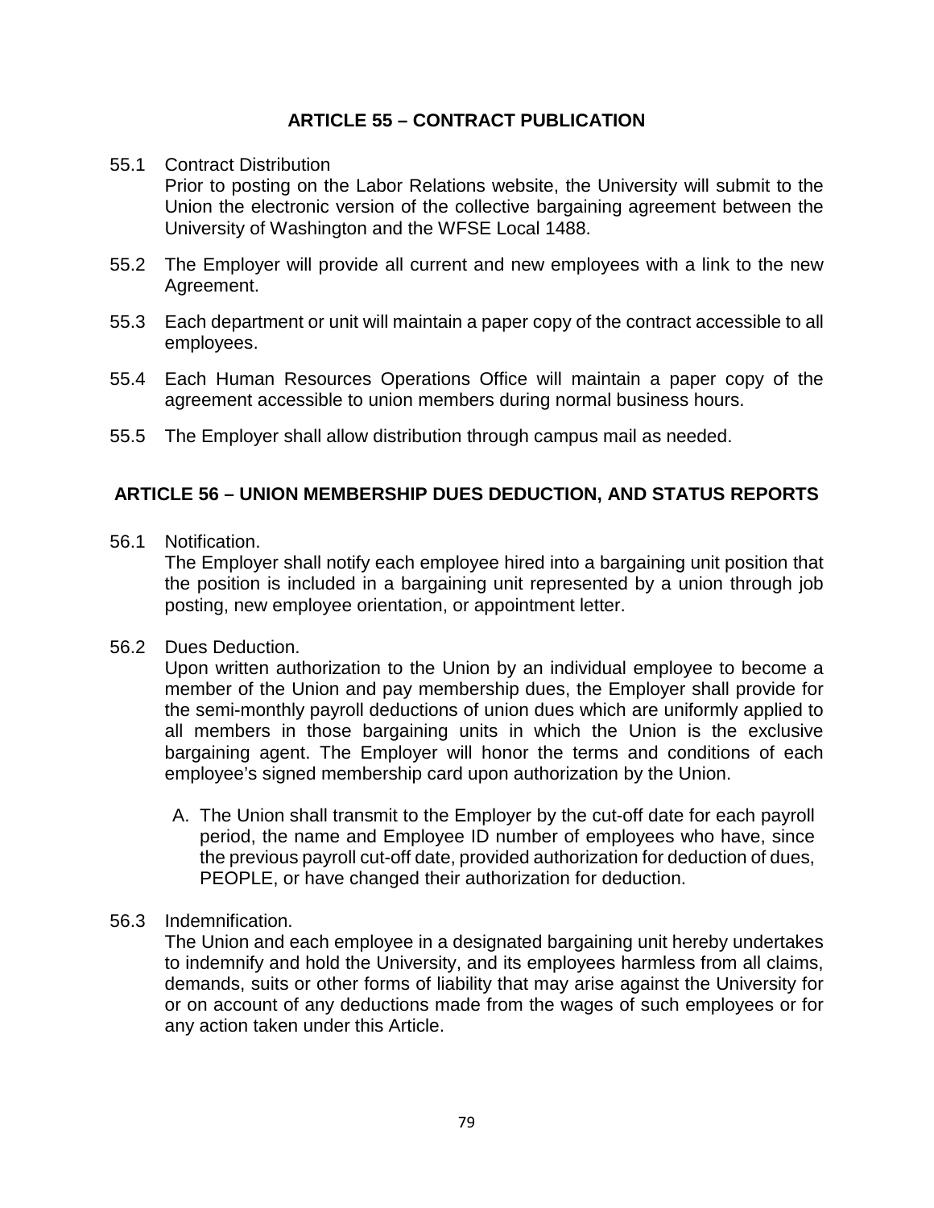## ARTICLE 55 – CONTRACT PUBLICATION

55.1 Contract Distribution

Prior to posting on the Labor Relations website, the University will submit to the Union the electronic version of the collective bargaining agreement between the University of Washington and the WFSE Local 1488.

55.2 The Employer will provide all current and new employees with a link to the new Agreement.

55.3 Each department or unit will maintain a paper copy of the contract accessible to all employees.

55.4 Each Human Resources Operations Office will maintain a paper copy of the agreement accessible to union members during normal business hours.

55.5 The Employer shall allow distribution through campus mail as needed.

## ARTICLE 56 – UNION MEMBERSHIP DUES DEDUCTION, AND STATUS REPORTS

56.1 Notification.

The Employer shall notify each employee hired into a bargaining unit position that the position is included in a bargaining unit represented by a union through job posting, new employee orientation, or appointment letter.

56.2 Dues Deduction.

Upon written authorization to the Union by an individual employee to become a member of the Union and pay membership dues, the Employer shall provide for the semi-monthly payroll deductions of union dues which are uniformly applied to all members in those bargaining units in which the Union is the exclusive bargaining agent. The Employer will honor the terms and conditions of each employee's signed membership card upon authorization by the Union.

A. The Union shall transmit to the Employer by the cut-off date for each payroll period, the name and Employee ID number of employees who have, since the previous payroll cut-off date, provided authorization for deduction of dues, PEOPLE, or have changed their authorization for deduction.

56.3 Indemnification.

The Union and each employee in a designated bargaining unit hereby undertakes to indemnify and hold the University, and its employees harmless from all claims, demands, suits or other forms of liability that may arise against the University for or on account of any deductions made from the wages of such employees or for any action taken under this Article.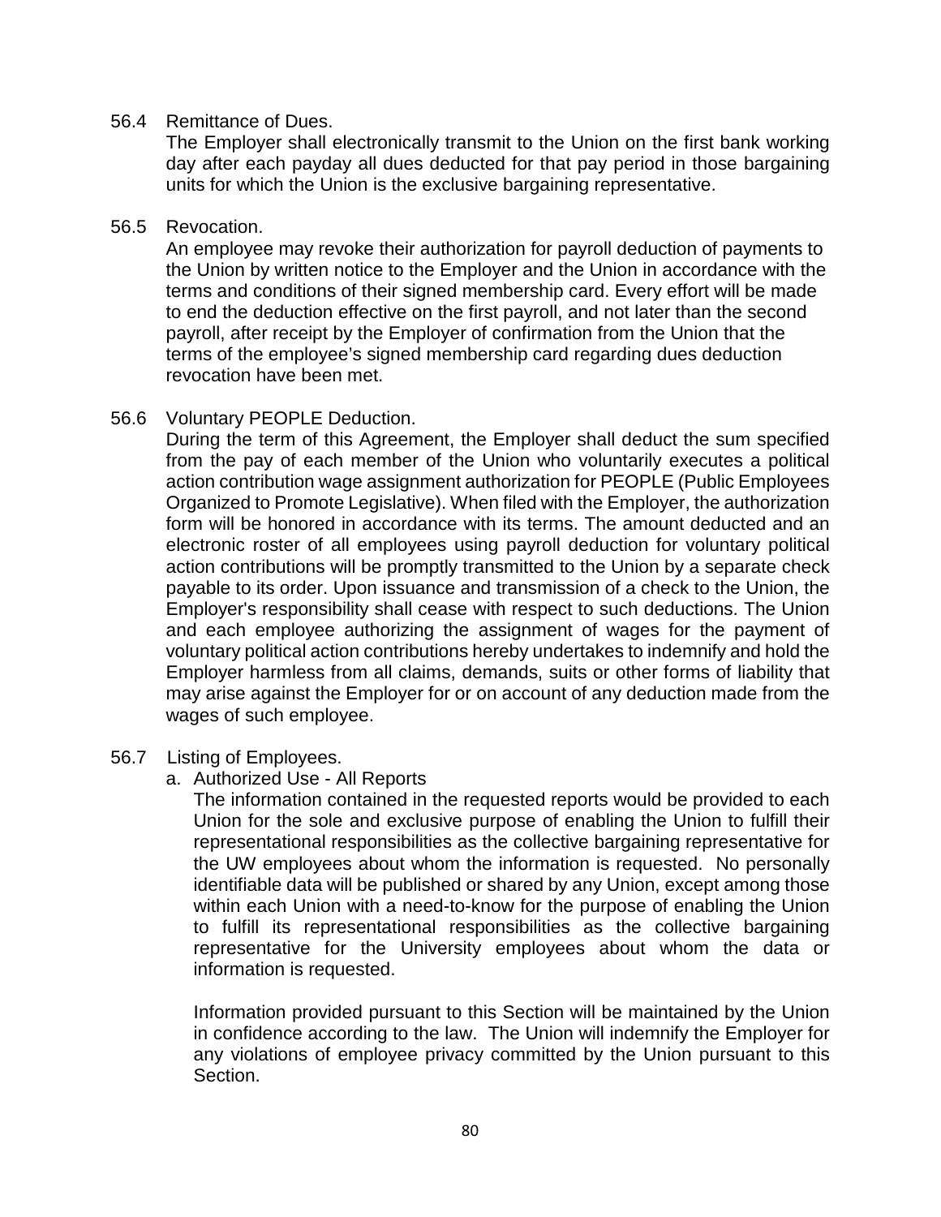56.4 Remittance of Dues.

The Employer shall electronically transmit to the Union on the first bank working day after each payday all dues deducted for that pay period in those bargaining units for which the Union is the exclusive bargaining representative.

56.5 Revocation.

An employee may revoke their authorization for payroll deduction of payments to the Union by written notice to the Employer and the Union in accordance with the terms and conditions of their signed membership card. Every effort will be made to end the deduction effective on the first payroll, and not later than the second payroll, after receipt by the Employer of confirmation from the Union that the terms of the employee's signed membership card regarding dues deduction revocation have been met.

56.6 Voluntary PEOPLE Deduction.

During the term of this Agreement, the Employer shall deduct the sum specified from the pay of each member of the Union who voluntarily executes a political action contribution wage assignment authorization for PEOPLE (Public Employees Organized to Promote Legislative). When filed with the Employer, the authorization form will be honored in accordance with its terms. The amount deducted and an electronic roster of all employees using payroll deduction for voluntary political action contributions will be promptly transmitted to the Union by a separate check payable to its order. Upon issuance and transmission of a check to the Union, the Employer's responsibility shall cease with respect to such deductions. The Union and each employee authorizing the assignment of wages for the payment of voluntary political action contributions hereby undertakes to indemnify and hold the Employer harmless from all claims, demands, suits or other forms of liability that may arise against the Employer for or on account of any deduction made from the wages of such employee.

56.7 Listing of Employees.

a. Authorized Use - All Reports

The information contained in the requested reports would be provided to each Union for the sole and exclusive purpose of enabling the Union to fulfill their representational responsibilities as the collective bargaining representative for the UW employees about whom the information is requested. No personally identifiable data will be published or shared by any Union, except among those within each Union with a need-to-know for the purpose of enabling the Union to fulfill its representational responsibilities as the collective bargaining representative for the University employees about whom the data or information is requested.

Information provided pursuant to this Section will be maintained by the Union in confidence according to the law. The Union will indemnify the Employer for any violations of employee privacy committed by the Union pursuant to this Section.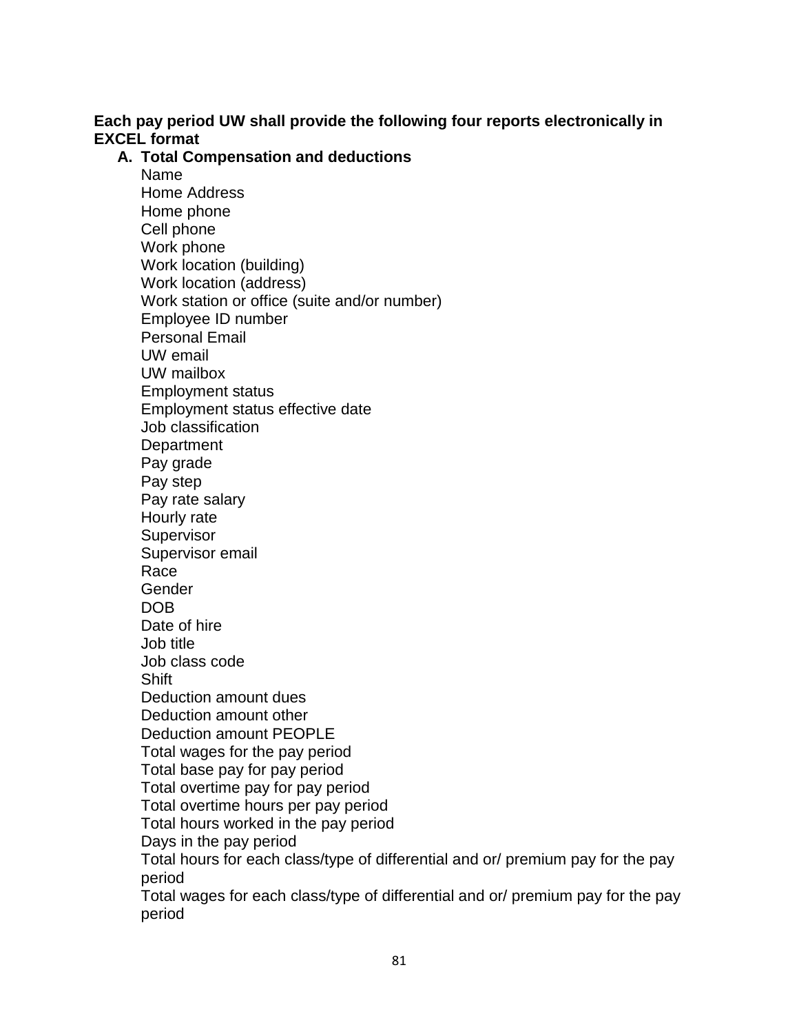**Each pay period UW shall provide the following four reports electronically in EXCEL format**

**A. Total Compensation and deductions**

Name
Home Address
Home phone
Cell phone
Work phone
Work location (building)
Work location (address)
Work station or office (suite and/or number)
Employee ID number
Personal Email
UW email
UW mailbox
Employment status
Employment status effective date
Job classification
Department
Pay grade
Pay step
Pay rate salary
Hourly rate
Supervisor
Supervisor email
Race
Gender
DOB
Date of hire
Job title
Job class code
Shift
Deduction amount dues
Deduction amount other
Deduction amount PEOPLE
Total wages for the pay period
Total base pay for pay period
Total overtime pay for pay period
Total overtime hours per pay period
Total hours worked in the pay period
Days in the pay period
Total hours for each class/type of differential and or/ premium pay for the pay period
Total wages for each class/type of differential and or/ premium pay for the pay period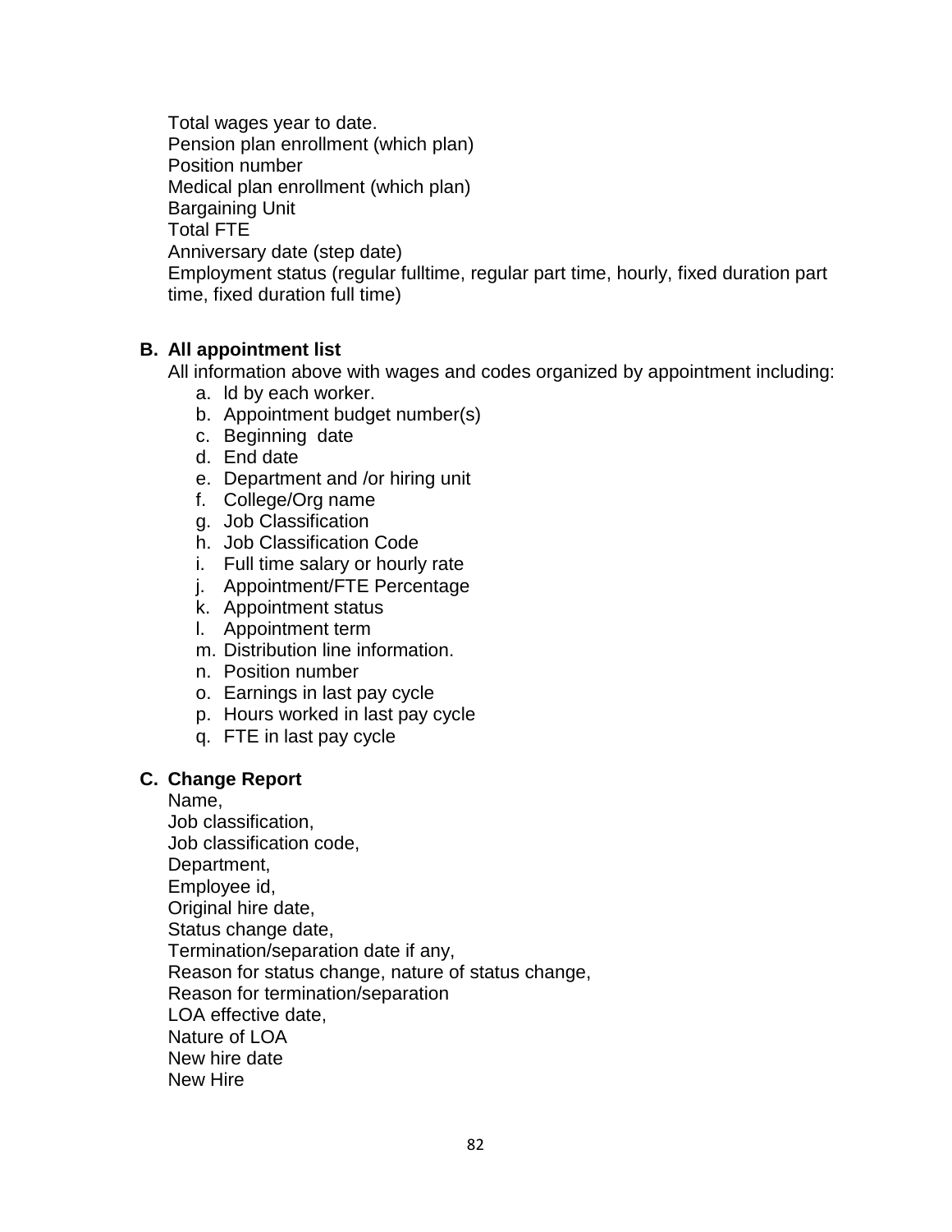Total wages year to date.  
Pension plan enrollment (which plan)  
Position number  
Medical plan enrollment (which plan)  
Bargaining Unit  
Total FTE  
Anniversary date (step date)  
Employment status (regular fulltime, regular part time, hourly, fixed duration part time, fixed duration full time)

**B. All appointment list**

All information above with wages and codes organized by appointment including:

a. Id by each worker.
b. Appointment budget number(s)
c. Beginning date
d. End date
e. Department and /or hiring unit
f. College/Org name
g. Job Classification
h. Job Classification Code
i. Full time salary or hourly rate
j. Appointment/FTE Percentage
k. Appointment status
l. Appointment term
m. Distribution line information.
n. Position number
o. Earnings in last pay cycle
p. Hours worked in last pay cycle
q. FTE in last pay cycle

**C. Change Report**

Name,  
Job classification,  
Job classification code,  
Department,  
Employee id,  
Original hire date,  
Status change date,  
Termination/separation date if any,  
Reason for status change, nature of status change,  
Reason for termination/separation  
LOA effective date,  
Nature of LOA  
New hire date  
New Hire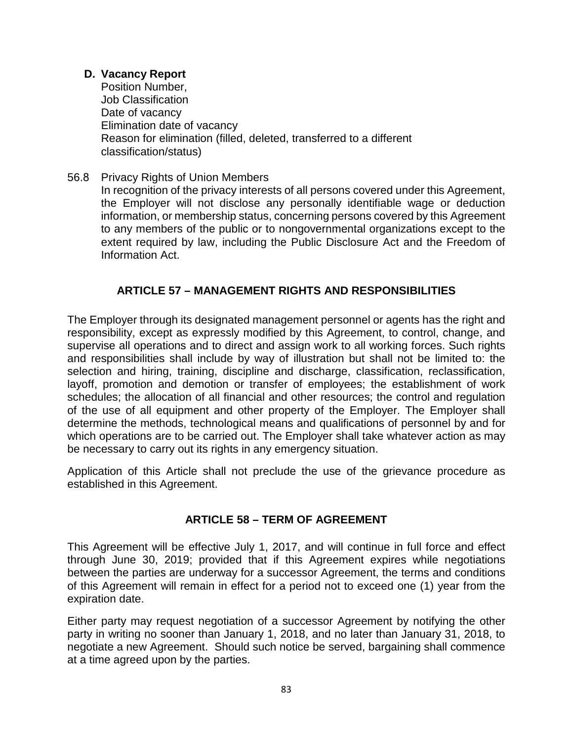**D. Vacancy Report**

Position Number,
Job Classification
Date of vacancy
Elimination date of vacancy
Reason for elimination (filled, deleted, transferred to a different classification/status)

56.8 Privacy Rights of Union Members

In recognition of the privacy interests of all persons covered under this Agreement, the Employer will not disclose any personally identifiable wage or deduction information, or membership status, concerning persons covered by this Agreement to any members of the public or to nongovernmental organizations except to the extent required by law, including the Public Disclosure Act and the Freedom of Information Act.

## ARTICLE 57 – MANAGEMENT RIGHTS AND RESPONSIBILITIES

The Employer through its designated management personnel or agents has the right and responsibility, except as expressly modified by this Agreement, to control, change, and supervise all operations and to direct and assign work to all working forces. Such rights and responsibilities shall include by way of illustration but shall not be limited to: the selection and hiring, training, discipline and discharge, classification, reclassification, layoff, promotion and demotion or transfer of employees; the establishment of work schedules; the allocation of all financial and other resources; the control and regulation of the use of all equipment and other property of the Employer. The Employer shall determine the methods, technological means and qualifications of personnel by and for which operations are to be carried out. The Employer shall take whatever action as may be necessary to carry out its rights in any emergency situation.

Application of this Article shall not preclude the use of the grievance procedure as established in this Agreement.

## ARTICLE 58 – TERM OF AGREEMENT

This Agreement will be effective July 1, 2017, and will continue in full force and effect through June 30, 2019; provided that if this Agreement expires while negotiations between the parties are underway for a successor Agreement, the terms and conditions of this Agreement will remain in effect for a period not to exceed one (1) year from the expiration date.

Either party may request negotiation of a successor Agreement by notifying the other party in writing no sooner than January 1, 2018, and no later than January 31, 2018, to negotiate a new Agreement. Should such notice be served, bargaining shall commence at a time agreed upon by the parties.